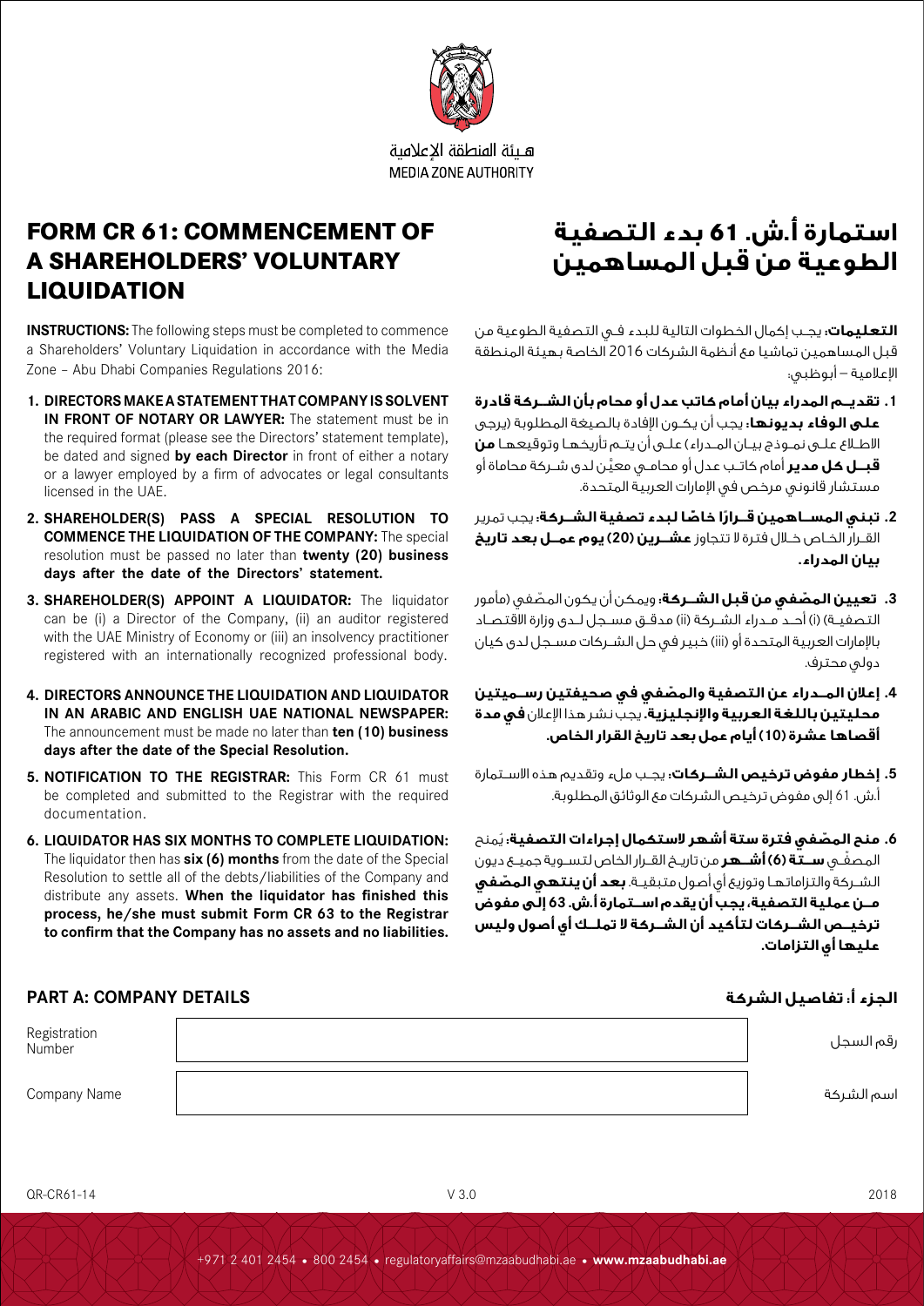هيئة المنطقة الإعلامية
MEDIA ZONE AUTHORITY

# FORM CR 61: COMMENCEMENT OF A SHAREHOLDERS' VOLUNTARY LIQUIDATION

**INSTRUCTIONS:** The following steps must be completed to commence a Shareholders' Voluntary Liquidation in accordance with the Media Zone – Abu Dhabi Companies Regulations 2016:

1. **DIRECTORS MAKE A STATEMENT THAT COMPANY IS SOLVENT IN FRONT OF NOTARY OR LAWYER:** The statement must be in the required format (please see the Directors' statement template), be dated and signed **by each Director** in front of either a notary or a lawyer employed by a firm of advocates or legal consultants licensed in the UAE.
2. **SHAREHOLDER(S) PASS A SPECIAL RESOLUTION TO COMMENCE THE LIQUIDATION OF THE COMPANY:** The special resolution must be passed no later than **twenty (20) business days after the date of the Directors' statement.**
3. **SHAREHOLDER(S) APPOINT A LIQUIDATOR:** The liquidator can be (i) a Director of the Company, (ii) an auditor registered with the UAE Ministry of Economy or (iii) an insolvency practitioner registered with an internationally recognized professional body.
4. **DIRECTORS ANNOUNCE THE LIQUIDATION AND LIQUIDATOR IN AN ARABIC AND ENGLISH UAE NATIONAL NEWSPAPER:** The announcement must be made no later than **ten (10) business days after the date of the Special Resolution.**
5. **NOTIFICATION TO THE REGISTRAR:** This Form CR 61 must be completed and submitted to the Registrar with the required documentation.
6. **LIQUIDATOR HAS SIX MONTHS TO COMPLETE LIQUIDATION:** The liquidator then has **six (6) months** from the date of the Special Resolution to settle all of the debts/liabilities of the Company and distribute any assets. **When the liquidator has finished this process, he/she must submit Form CR 63 to the Registrar to confirm that the Company has no assets and no liabilities.**

# استمارة أ.ش. 61 بدء التصفية الطوعية من قبل المساهمين

**التعليمات:** يجب إكمال الخطوات التالية للبدء في التصفية الطوعية من قبل المساهمين تماشيا مع أنظمة الشركات 2016 الخاصة بهيئة المنطقة الإعلامية – أبوظبي:

1. **تقديم المدراء بيان أمام كاتب عدل أو محام بأن الشركة قادرة على الوفاء بديونها:** يجب أن يكون الإفادة بالصيغة المطلوبة (يرجى الاطلاع على نموذج بيان المدراء) على أن يتم تأريخها وتوقيعها **من قبل كل مدير** أمام كاتب عدل أو محامي معيَّن لدى شركة محاماة أو مستشار قانوني مرخص في الإمارات العربية المتحدة.
2. **تبني المساهمين قرارًا خاصًا لبدء تصفية الشركة:** يجب تمرير القرار الخاص خلال فترة لا تتجاوز **عشرين (20) يوم عمل بعد تاريخ بيان المدراء.**
3. **تعيين المصّفي من قبل الشركة:** ويمكن أن يكون المصّفي (مأمور التصفية) (i) أحد مدراء الشركة (ii) مدقق مسجل لدى وزارة الاقتصاد بالإمارات العربية المتحدة أو (iii) خبير في حل الشركات مسجل لدى كيان دولي محترف.
4. **إعلان المدراء عن التصفية والمصّفي في صحيفتين رسميتين محليتين باللغة العربية والإنجليزية.** يجب نشر هذا الإعلان **في مدة أقصاها عشرة (10) أيام عمل بعد تاريخ القرار الخاص.**
5. **إخطار مفوض ترخيص الشركات:** يجب ملء وتقديم هذه الاستمارة أ.ش. 61 إلى مفوض ترخيص الشركات مع الوثائق المطلوبة.
6. **منح المصّفي فترة ستة أشهر لاستكمال إجراءات التصفية:** يُمنح المصّفي **ستة (6) أشهر** من تاريخ القرار الخاص لتسوية جميع ديون الشركة والتزاماتها وتوزيع أي أصول متبقية. **بعد أن ينتهي المصّفي من عملية التصفية، يجب أن يقدم استمارة أ.ش. 63 إلى مفوض ترخيص الشركات لتأكيد أن الشركة لا تملك أي أصول وليس عليها أي التزامات.**

## PART A: COMPANY DETAILS / الجزء أ: تفاصيل الشركة

| | | |
|---|---|---|
| Registration Number | | رقم السجل |
| Company Name | | اسم الشركة |

QR-CR61-14 V 3.0 2018

+971 2 401 2454 • 800 2454 • regulatoryaffairs@mzaabudhabi.ae • **www.mzaabudhabi.ae**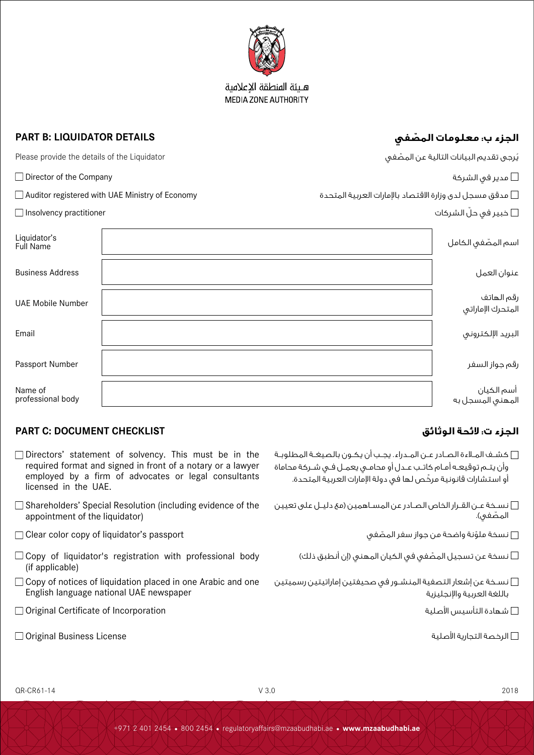هـيئة المنطقة الإعلامية
MEDIA ZONE AUTHORITY

## PART B: LIQUIDATOR DETAILS

## الجزء ب: معلومات المصّفي

Please provide the details of the Liquidator

يُرجى تقديم البيانات التالية عن المصّفي

- ☐ Director of the Company / مدير في الشركة ☐
- ☐ Auditor registered with UAE Ministry of Economy / مدقق مسجل لدى وزارة الاقتصاد بالإمارات العربية المتحدة ☐
- ☐ Insolvency practitioner / خبير في حلّ الشركات ☐

| | | |
|---|---|---|
| Liquidator's Full Name | | اسم المصّفي الكامل |
| Business Address | | عنوان العمل |
| UAE Mobile Number | | رقم الهاتف المتحرك الإماراتي |
| Email | | البريد الإلكتروني |
| Passport Number | | رقم جواز السفر |
| Name of professional body | | أسم الكيان المهني المسجل به |

## PART C: DOCUMENT CHECKLIST

## الجزء ت: لائحة الوثائق

- ☐ Directors' statement of solvency. This must be in the required format and signed in front of a notary or a lawyer employed by a firm of advocates or legal consultants licensed in the UAE.
  ☐ كشـف المـلاءة الصـادر عـن المـدراء. يجـب أن يكـون بالصيغـة المطلوبـة وأن يتـم توقيعـه أمـام كاتـب عـدل أو محامـي يعمـل فـي شـركة محاماة أو استشارات قانونية مرخّص لها في دولة الإمارات العربية المتحدة.
- ☐ Shareholders' Special Resolution (including evidence of the appointment of the liquidator)
  ☐ نسـخة عـن القـرار الخاص الصـادر عن المسـاهمين (مع دليـل على تعيين المصّفي).
- ☐ Clear color copy of liquidator's passport
  ☐ نسخة ملوّنة واضحة من جواز سفر المصّفي
- ☐ Copy of liquidator's registration with professional body (if applicable)
  ☐ نسخة عن تسجيل المصّفي في الكيان المهني (إن أنطبق ذلك)
- ☐ Copy of notices of liquidation placed in one Arabic and one English language national UAE newspaper
  ☐ نسـخة عن إشعار التصفية المنشـور في صحيفتين إماراتيتين رسميتين باللغة العربية والإنجليزية
- ☐ Original Certificate of Incorporation
  ☐ شهادة التأسيس الأصلية
- ☐ Original Business License
  ☐ الرخصة التجارية الأصلية

QR-CR61-14 V 3.0 2018

+971 2 401 2454 • 800 2454 • regulatoryaffairs@mzaabudhabi.ae • **www.mzaabudhabi.ae**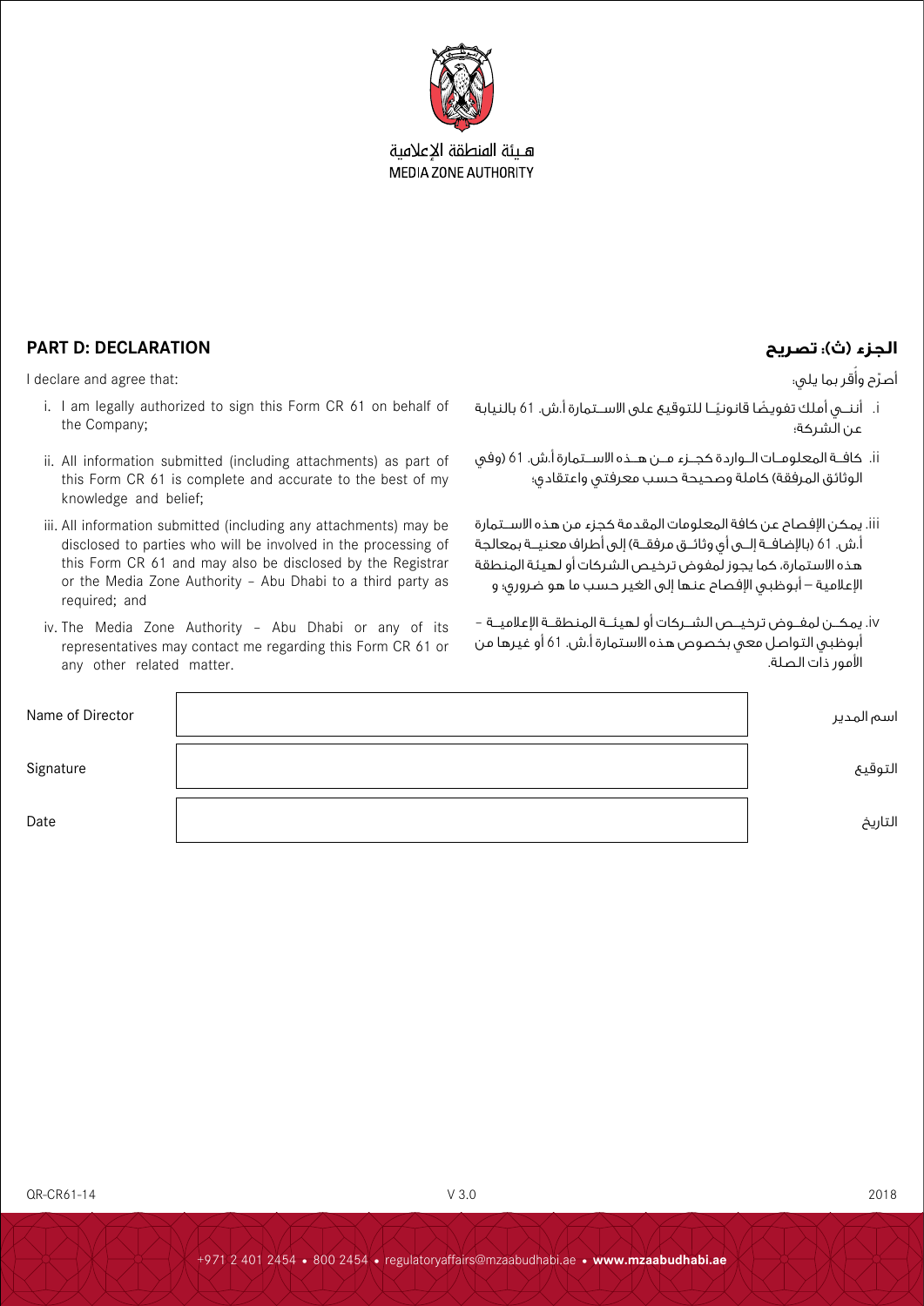هـيئة المنطقة الإعلامية
MEDIA ZONE AUTHORITY

## PART D: DECLARATION

I declare and agree that:

i. I am legally authorized to sign this Form CR 61 on behalf of the Company;

ii. All information submitted (including attachments) as part of this Form CR 61 is complete and accurate to the best of my knowledge and belief;

iii. All information submitted (including any attachments) may be disclosed to parties who will be involved in the processing of this Form CR 61 and may also be disclosed by the Registrar or the Media Zone Authority – Abu Dhabi to a third party as required; and

iv. The Media Zone Authority – Abu Dhabi or any of its representatives may contact me regarding this Form CR 61 or any other related matter.

## الجزء (ث): تصريح

أصرّح وأقر بما يلي:

i. أنني أملك تفويضًا قانونيًا للتوقيع على الاستمارة أ.ش. 61 بالنيابة عن الشركة؛

ii. كافة المعلومات الواردة كجزء من هذه الاستمارة أ.ش. 61 (وفي الوثائق المرفقة) كاملة وصحيحة حسب معرفتي واعتقادي؛

iii. يمكن الإفصاح عن كافة المعلومات المقدمة كجزء من هذه الاستمارة أ.ش. 61 (بالإضافة إلى أي وثائق مرفقة) إلى أطراف معنية بمعالجة هذه الاستمارة، كما يجوز لمفوض ترخيص الشركات أو لهيئة المنطقة الإعلامية – أبوظبي الإفصاح عنها إلى الغير حسب ما هو ضروري؛ و

iv. يمكن لمفوض ترخيص الشركات أو لهيئة المنطقة الإعلامية – أبوظبي التواصل معي بخصوص هذه الاستمارة أ.ش. 61 أو غيرها من الأمور ذات الصلة.

| | | |
|---|---|---|
| Name of Director | | اسم المدير |
| Signature | | التوقيع |
| Date | | التاريخ |

QR-CR61-14 V 3.0 2018

+971 2 401 2454 • 800 2454 • regulatoryaffairs@mzaabudhabi.ae • **www.mzaabudhabi.ae**